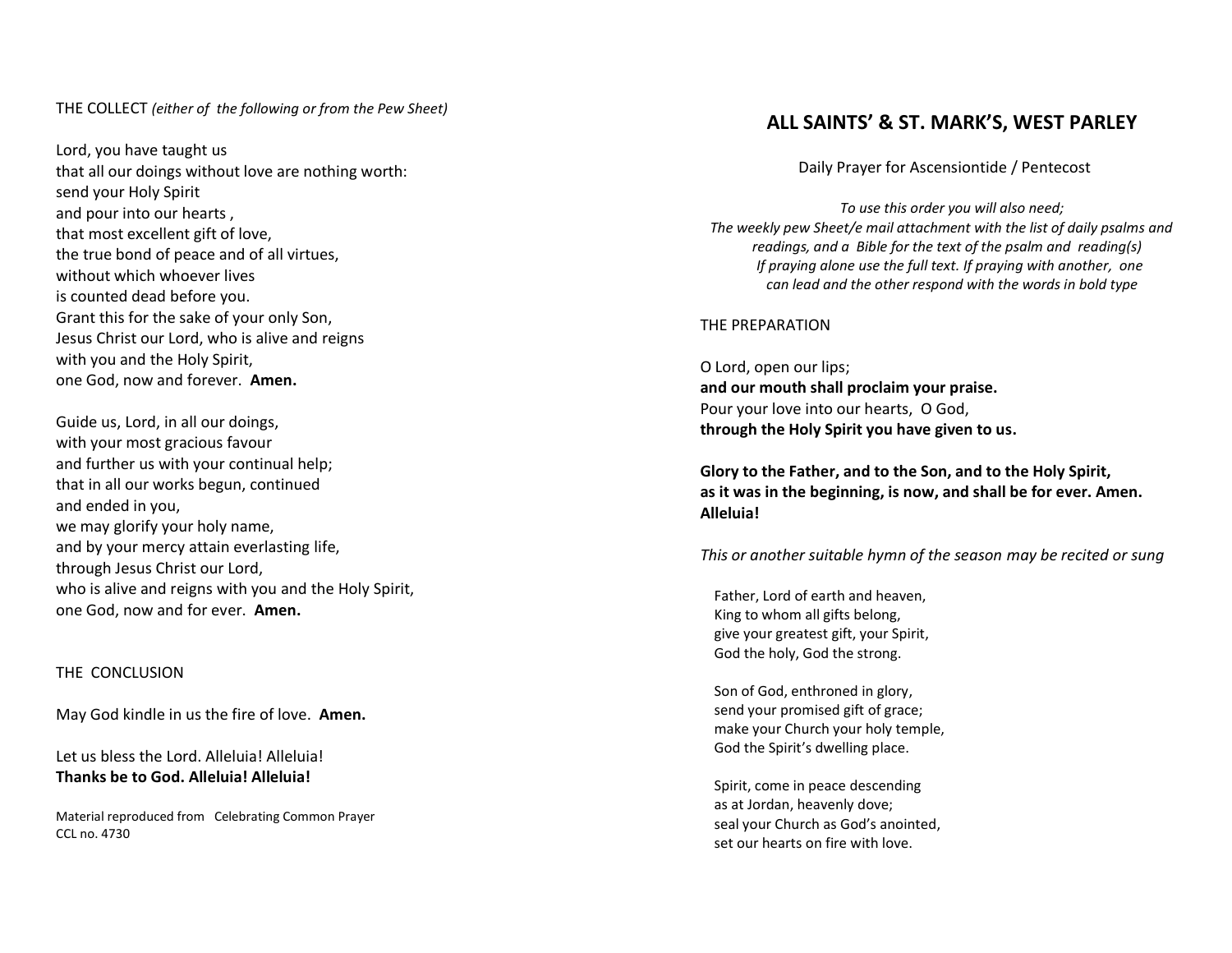THE COLLECT *(either of the following or from the Pew Sheet)*

Lord, you have taught us
that all our doings without love are nothing worth:
send your Holy Spirit
and pour into our hearts ,
that most excellent gift of love,
the true bond of peace and of all virtues,
without which whoever lives
is counted dead before you.
Grant this for the sake of your only Son,
Jesus Christ our Lord, who is alive and reigns
with you and the Holy Spirit,
one God, now and forever. **Amen.**

Guide us, Lord, in all our doings,
with your most gracious favour
and further us with your continual help;
that in all our works begun, continued
and ended in you,
we may glorify your holy name,
and by your mercy attain everlasting life,
through Jesus Christ our Lord,
who is alive and reigns with you and the Holy Spirit,
one God, now and for ever. **Amen.**

THE CONCLUSION

May God kindle in us the fire of love. **Amen.**

Let us bless the Lord. Alleluia! Alleluia!
**Thanks be to God. Alleluia! Alleluia!**

Material reproduced from Celebrating Common Prayer
CCL no. 4730

# ALL SAINTS' & ST. MARK'S, WEST PARLEY

Daily Prayer for Ascensiontide / Pentecost

*To use this order you will also need;*
*The weekly pew Sheet/e mail attachment with the list of daily psalms and readings, and a Bible for the text of the psalm and reading(s)*
*If praying alone use the full text. If praying with another, one can lead and the other respond with the words in bold type*

THE PREPARATION

O Lord, open our lips;
**and our mouth shall proclaim your praise.**
Pour your love into our hearts, O God,
**through the Holy Spirit you have given to us.**

**Glory to the Father, and to the Son, and to the Holy Spirit,**
**as it was in the beginning, is now, and shall be for ever. Amen.**
**Alleluia!**

*This or another suitable hymn of the season may be recited or sung*

Father, Lord of earth and heaven,
King to whom all gifts belong,
give your greatest gift, your Spirit,
God the holy, God the strong.

Son of God, enthroned in glory,
send your promised gift of grace;
make your Church your holy temple,
God the Spirit's dwelling place.

Spirit, come in peace descending
as at Jordan, heavenly dove;
seal your Church as God's anointed,
set our hearts on fire with love.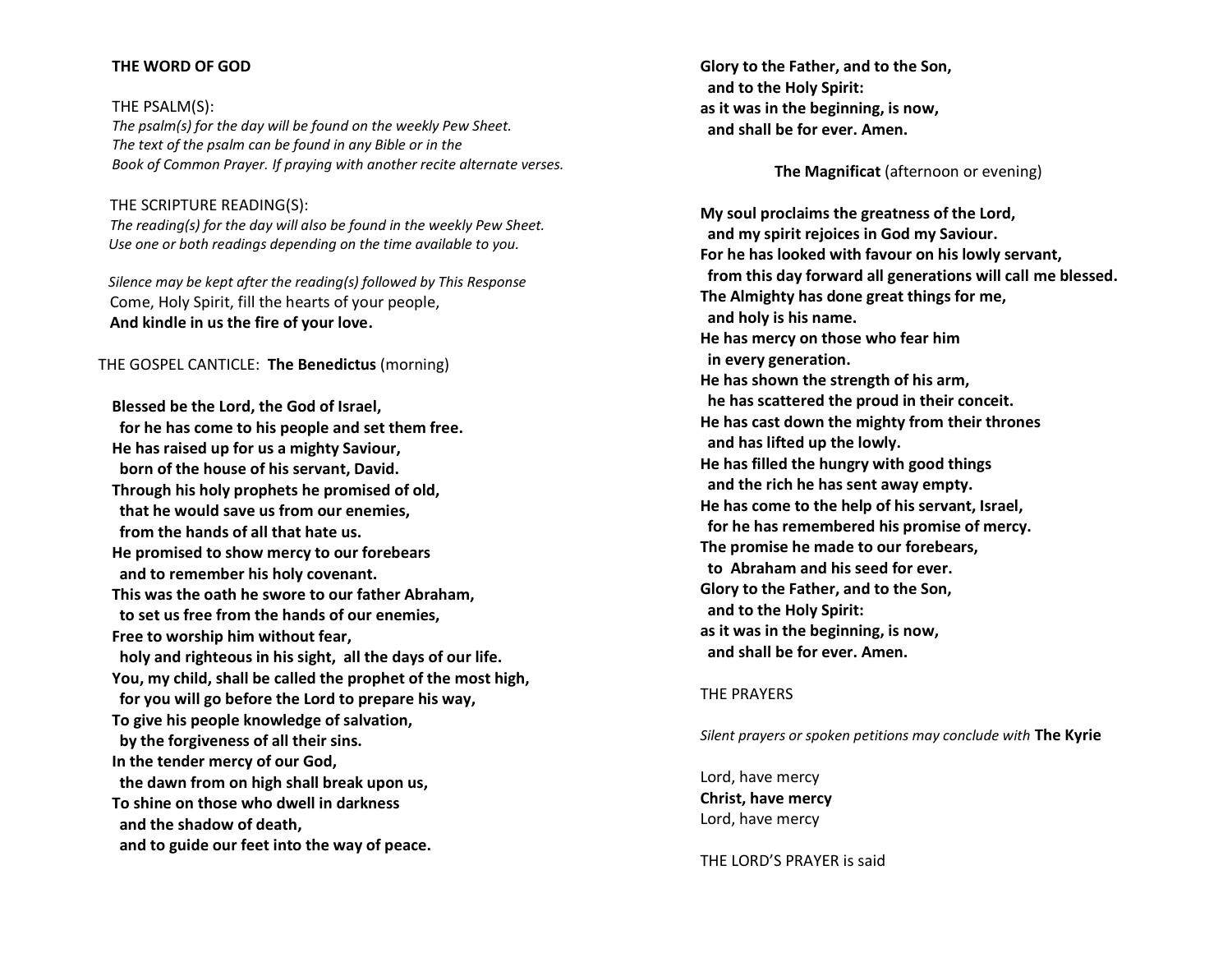**THE WORD OF GOD**

THE PSALM(S):
*The psalm(s) for the day will be found on the weekly Pew Sheet.*
*The text of the psalm can be found in any Bible or in the*
*Book of Common Prayer. If praying with another recite alternate verses.*

THE SCRIPTURE READING(S):
*The reading(s) for the day will also be found in the weekly Pew Sheet.*
*Use one or both readings depending on the time available to you.*

*Silence may be kept after the reading(s) followed by This Response*
Come, Holy Spirit, fill the hearts of your people,
**And kindle in us the fire of your love.**

THE GOSPEL CANTICLE: **The Benedictus** (morning)

**Blessed be the Lord, the God of Israel,**
**for he has come to his people and set them free.**
**He has raised up for us a mighty Saviour,**
**born of the house of his servant, David.**
**Through his holy prophets he promised of old,**
**that he would save us from our enemies,**
**from the hands of all that hate us.**
**He promised to show mercy to our forebears**
**and to remember his holy covenant.**
**This was the oath he swore to our father Abraham,**
**to set us free from the hands of our enemies,**
**Free to worship him without fear,**
**holy and righteous in his sight, all the days of our life.**
**You, my child, shall be called the prophet of the most high,**
**for you will go before the Lord to prepare his way,**
**To give his people knowledge of salvation,**
**by the forgiveness of all their sins.**
**In the tender mercy of our God,**
**the dawn from on high shall break upon us,**
**To shine on those who dwell in darkness**
**and the shadow of death,**
**and to guide our feet into the way of peace.**
**Glory to the Father, and to the Son,**
**and to the Holy Spirit:**
**as it was in the beginning, is now,**
**and shall be for ever. Amen.**

**The Magnificat** (afternoon or evening)

**My soul proclaims the greatness of the Lord,**
**and my spirit rejoices in God my Saviour.**
**For he has looked with favour on his lowly servant,**
**from this day forward all generations will call me blessed.**
**The Almighty has done great things for me,**
**and holy is his name.**
**He has mercy on those who fear him**
**in every generation.**
**He has shown the strength of his arm,**
**he has scattered the proud in their conceit.**
**He has cast down the mighty from their thrones**
**and has lifted up the lowly.**
**He has filled the hungry with good things**
**and the rich he has sent away empty.**
**He has come to the help of his servant, Israel,**
**for he has remembered his promise of mercy.**
**The promise he made to our forebears,**
**to Abraham and his seed for ever.**
**Glory to the Father, and to the Son,**
**and to the Holy Spirit:**
**as it was in the beginning, is now,**
**and shall be for ever. Amen.**

THE PRAYERS

*Silent prayers or spoken petitions may conclude with* **The Kyrie**

Lord, have mercy
**Christ, have mercy**
Lord, have mercy

THE LORD'S PRAYER is said